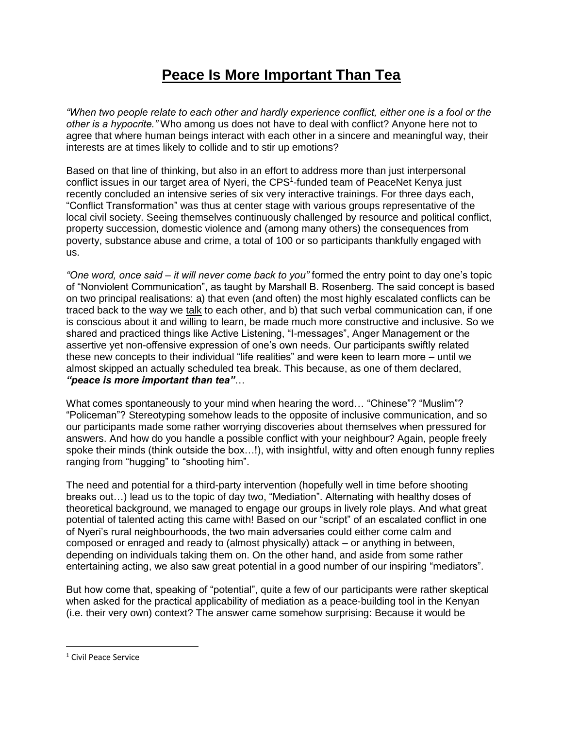# <u>Peace Is More Important Than Tea</u>

*"When two people relate to each other and hardly experience conflict, either one is a fool or the other is a hypocrite."* Who among us does <u>not</u> have to deal with conflict? Anyone here not to agree that where human beings interact with each other in a sincere and meaningful way, their interests are at times likely to collide and to stir up emotions?

Based on that line of thinking, but also in an effort to address more than just interpersonal conflict issues in our target area of Nyeri, the CPS[1]-funded team of PeaceNet Kenya just recently concluded an intensive series of six very interactive trainings. For three days each, "Conflict Transformation" was thus at center stage with various groups representative of the local civil society. Seeing themselves continuously challenged by resource and political conflict, property succession, domestic violence and (among many others) the consequences from poverty, substance abuse and crime, a total of 100 or so participants thankfully engaged with us.

*"One word, once said – it will never come back to you"* formed the entry point to day one's topic of "Nonviolent Communication", as taught by Marshall B. Rosenberg. The said concept is based on two principal realisations: a) that even (and often) the most highly escalated conflicts can be traced back to the way we <u>talk</u> to each other, and b) that such verbal communication can, if one is conscious about it and willing to learn, be made much more constructive and inclusive. So we shared and practiced things like Active Listening, "I-messages", Anger Management or the assertive yet non-offensive expression of one's own needs. Our participants swiftly related these new concepts to their individual "life realities" and were keen to learn more – until we almost skipped an actually scheduled tea break. This because, as one of them declared, ***"peace is more important than tea"***…

What comes spontaneously to your mind when hearing the word… "Chinese"? "Muslim"? "Policeman"? Stereotyping somehow leads to the opposite of inclusive communication, and so our participants made some rather worrying discoveries about themselves when pressured for answers. And how do you handle a possible conflict with your neighbour? Again, people freely spoke their minds (think outside the box…!), with insightful, witty and often enough funny replies ranging from "hugging" to "shooting him".

The need and potential for a third-party intervention (hopefully well in time before shooting breaks out…) lead us to the topic of day two, "Mediation". Alternating with healthy doses of theoretical background, we managed to engage our groups in lively role plays. And what great potential of talented acting this came with! Based on our "script" of an escalated conflict in one of Nyeri's rural neighbourhoods, the two main adversaries could either come calm and composed or enraged and ready to (almost physically) attack – or anything in between, depending on individuals taking them on. On the other hand, and aside from some rather entertaining acting, we also saw great potential in a good number of our inspiring "mediators".

But how come that, speaking of "potential", quite a few of our participants were rather skeptical when asked for the practical applicability of mediation as a peace-building tool in the Kenyan (i.e. their very own) context? The answer came somehow surprising: Because it would be

---

[1] Civil Peace Service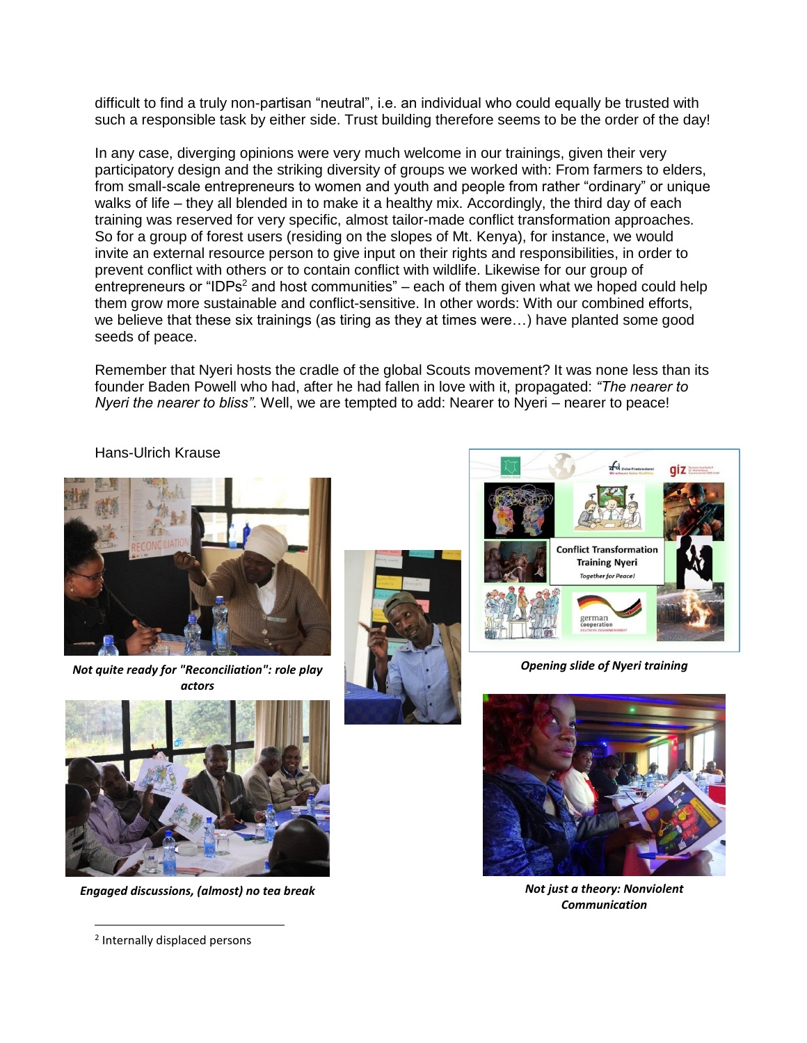difficult to find a truly non-partisan "neutral", i.e. an individual who could equally be trusted with such a responsible task by either side. Trust building therefore seems to be the order of the day!

In any case, diverging opinions were very much welcome in our trainings, given their very participatory design and the striking diversity of groups we worked with: From farmers to elders, from small-scale entrepreneurs to women and youth and people from rather "ordinary" or unique walks of life – they all blended in to make it a healthy mix. Accordingly, the third day of each training was reserved for very specific, almost tailor-made conflict transformation approaches. So for a group of forest users (residing on the slopes of Mt. Kenya), for instance, we would invite an external resource person to give input on their rights and responsibilities, in order to prevent conflict with others or to contain conflict with wildlife. Likewise for our group of entrepreneurs or "IDPs[2] and host communities" – each of them given what we hoped could help them grow more sustainable and conflict-sensitive. In other words: With our combined efforts, we believe that these six trainings (as tiring as they at times were…) have planted some good seeds of peace.

Remember that Nyeri hosts the cradle of the global Scouts movement? It was none less than its founder Baden Powell who had, after he had fallen in love with it, propagated: *"The nearer to Nyeri the nearer to bliss"*. Well, we are tempted to add: Nearer to Nyeri – nearer to peace!

Hans-Ulrich Krause

***Not quite ready for "Reconciliation": role play actors***

***Opening slide of Nyeri training***

***Engaged discussions, (almost) no tea break***

***Not just a theory: Nonviolent Communication***

---

[2] Internally displaced persons